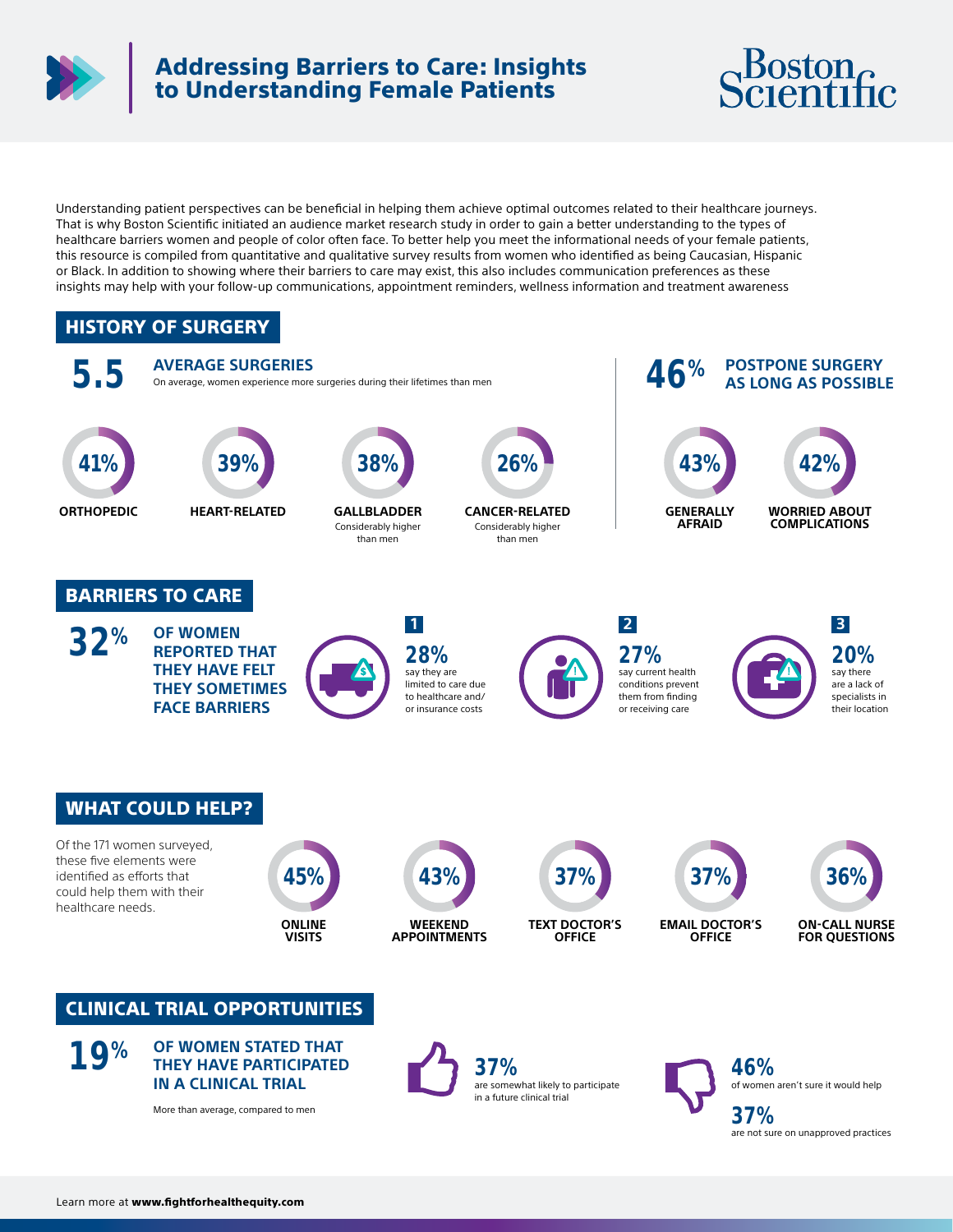# Addressing Barriers to Care: Insights to Understanding Female Patients

Boston Scientific

Understanding patient perspectives can be beneficial in helping them achieve optimal outcomes related to their healthcare journeys. That is why Boston Scientific initiated an audience market research study in order to gain a better understanding to the types of healthcare barriers women and people of color often face. To better help you meet the informational needs of your female patients, this resource is compiled from quantitative and qualitative survey results from women who identified as being Caucasian, Hispanic or Black. In addition to showing where their barriers to care may exist, this also includes communication preferences as these insights may help with your follow-up communications, appointment reminders, wellness information and treatment awareness

## HISTORY OF SURGERY

**5.5** **AVERAGE SURGERIES**
On average, women experience more surgeries during their lifetimes than men

- **41%** ORTHOPEDIC
- **39%** HEART-RELATED
- **38%** GALLBLADDER — Considerably higher than men
- **26%** CANCER-RELATED — Considerably higher than men

**46%** **POSTPONE SURGERY AS LONG AS POSSIBLE**

- **43%** GENERALLY AFRAID
- **42%** WORRIED ABOUT COMPLICATIONS

## BARRIERS TO CARE

**32%** **OF WOMEN REPORTED THAT THEY HAVE FELT THEY SOMETIMES FACE BARRIERS**

1. **28%** say they are limited to care due to healthcare and/or insurance costs
2. **27%** say current health conditions prevent them from finding or receiving care
3. **20%** say there are a lack of specialists in their location

## WHAT COULD HELP?

Of the 171 women surveyed, these five elements were identified as efforts that could help them with their healthcare needs.

- **45%** ONLINE VISITS
- **43%** WEEKEND APPOINTMENTS
- **37%** TEXT DOCTOR'S OFFICE
- **37%** EMAIL DOCTOR'S OFFICE
- **36%** ON-CALL NURSE FOR QUESTIONS

## CLINICAL TRIAL OPPORTUNITIES

**19%** **OF WOMEN STATED THAT THEY HAVE PARTICIPATED IN A CLINICAL TRIAL**

More than average, compared to men

**37%** are somewhat likely to participate in a future clinical trial

**46%** of women aren't sure it would help

**37%** are not sure on unapproved practices

Learn more at **www.fightforhealthequity.com**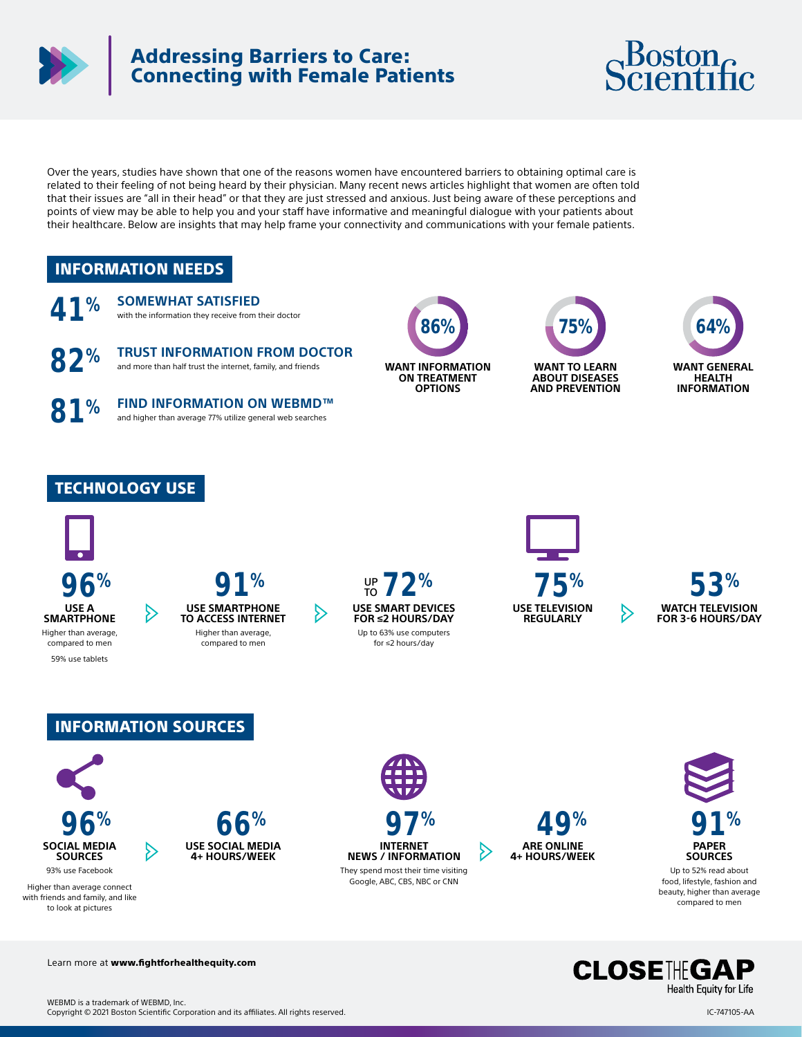# Addressing Barriers to Care: Connecting with Female Patients

Boston Scientific

Over the years, studies have shown that one of the reasons women have encountered barriers to obtaining optimal care is related to their feeling of not being heard by their physician. Many recent news articles highlight that women are often told that their issues are "all in their head" or that they are just stressed and anxious. Just being aware of these perceptions and points of view may be able to help you and your staff have informative and meaningful dialogue with your patients about their healthcare. Below are insights that may help frame your connectivity and communications with your female patients.

## INFORMATION NEEDS

**41%** **SOMEWHAT SATISFIED**
with the information they receive from their doctor

**82%** **TRUST INFORMATION FROM DOCTOR**
and more than half trust the internet, family, and friends

**81%** **FIND INFORMATION ON WEBMD™**
and higher than average 77% utilize general web searches

86%
WANT INFORMATION ON TREATMENT OPTIONS

75%
WANT TO LEARN ABOUT DISEASES AND PREVENTION

64%
WANT GENERAL HEALTH INFORMATION

## TECHNOLOGY USE

**96%** **USE A SMARTPHONE**
Higher than average, compared to men
59% use tablets

**91%** **USE SMARTPHONE TO ACCESS INTERNET**
Higher than average, compared to men

**UP TO 72%** **USE SMART DEVICES FOR ≤2 HOURS/DAY**
Up to 63% use computers for ≤2 hours/day

**75%** **USE TELEVISION REGULARLY**

**53%** **WATCH TELEVISION FOR 3-6 HOURS/DAY**

## INFORMATION SOURCES

**96%** **SOCIAL MEDIA SOURCES**
93% use Facebook
Higher than average connect with friends and family, and like to look at pictures

**66%** **USE SOCIAL MEDIA 4+ HOURS/WEEK**

**97%** **INTERNET NEWS / INFORMATION**
They spend most their time visiting Google, ABC, CBS, NBC or CNN

**49%** **ARE ONLINE 4+ HOURS/WEEK**

**91%** **PAPER SOURCES**
Up to 52% read about food, lifestyle, fashion and beauty, higher than average compared to men

Learn more at **www.fightforhealthequity.com**

CLOSE THE GAP
Health Equity for Life

WEBMD is a trademark of WEBMD, Inc.
Copyright © 2021 Boston Scientific Corporation and its affiliates. All rights reserved.

IC-747105-AA